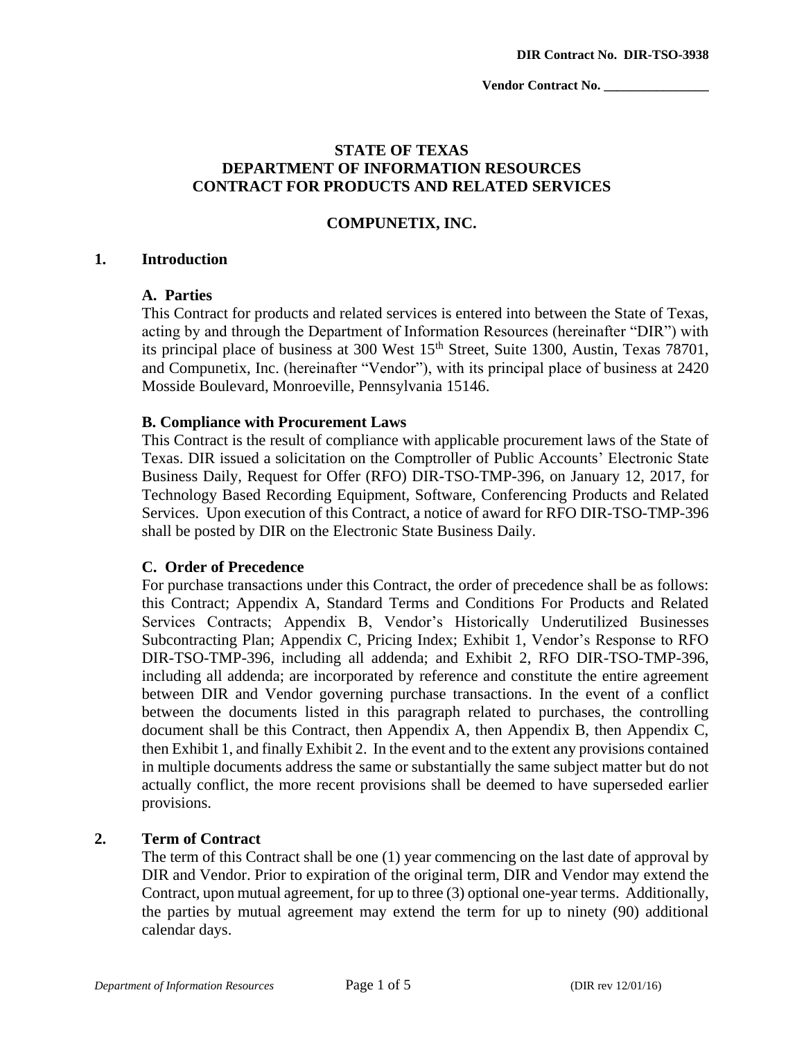**DIR Contract No. DIR-TSO-3938**

**Vendor Contract No. ________________**

# STATE OF TEXAS
# DEPARTMENT OF INFORMATION RESOURCES
# CONTRACT FOR PRODUCTS AND RELATED SERVICES

## COMPUNETIX, INC.

## 1. Introduction

### A. Parties

This Contract for products and related services is entered into between the State of Texas, acting by and through the Department of Information Resources (hereinafter "DIR") with its principal place of business at 300 West 15th Street, Suite 1300, Austin, Texas 78701, and Compunetix, Inc. (hereinafter "Vendor"), with its principal place of business at 2420 Mosside Boulevard, Monroeville, Pennsylvania 15146.

### B. Compliance with Procurement Laws

This Contract is the result of compliance with applicable procurement laws of the State of Texas. DIR issued a solicitation on the Comptroller of Public Accounts' Electronic State Business Daily, Request for Offer (RFO) DIR-TSO-TMP-396, on January 12, 2017, for Technology Based Recording Equipment, Software, Conferencing Products and Related Services. Upon execution of this Contract, a notice of award for RFO DIR-TSO-TMP-396 shall be posted by DIR on the Electronic State Business Daily.

### C. Order of Precedence

For purchase transactions under this Contract, the order of precedence shall be as follows: this Contract; Appendix A, Standard Terms and Conditions For Products and Related Services Contracts; Appendix B, Vendor's Historically Underutilized Businesses Subcontracting Plan; Appendix C, Pricing Index; Exhibit 1, Vendor's Response to RFO DIR-TSO-TMP-396, including all addenda; and Exhibit 2, RFO DIR-TSO-TMP-396, including all addenda; are incorporated by reference and constitute the entire agreement between DIR and Vendor governing purchase transactions. In the event of a conflict between the documents listed in this paragraph related to purchases, the controlling document shall be this Contract, then Appendix A, then Appendix B, then Appendix C, then Exhibit 1, and finally Exhibit 2. In the event and to the extent any provisions contained in multiple documents address the same or substantially the same subject matter but do not actually conflict, the more recent provisions shall be deemed to have superseded earlier provisions.

## 2. Term of Contract

The term of this Contract shall be one (1) year commencing on the last date of approval by DIR and Vendor. Prior to expiration of the original term, DIR and Vendor may extend the Contract, upon mutual agreement, for up to three (3) optional one-year terms. Additionally, the parties by mutual agreement may extend the term for up to ninety (90) additional calendar days.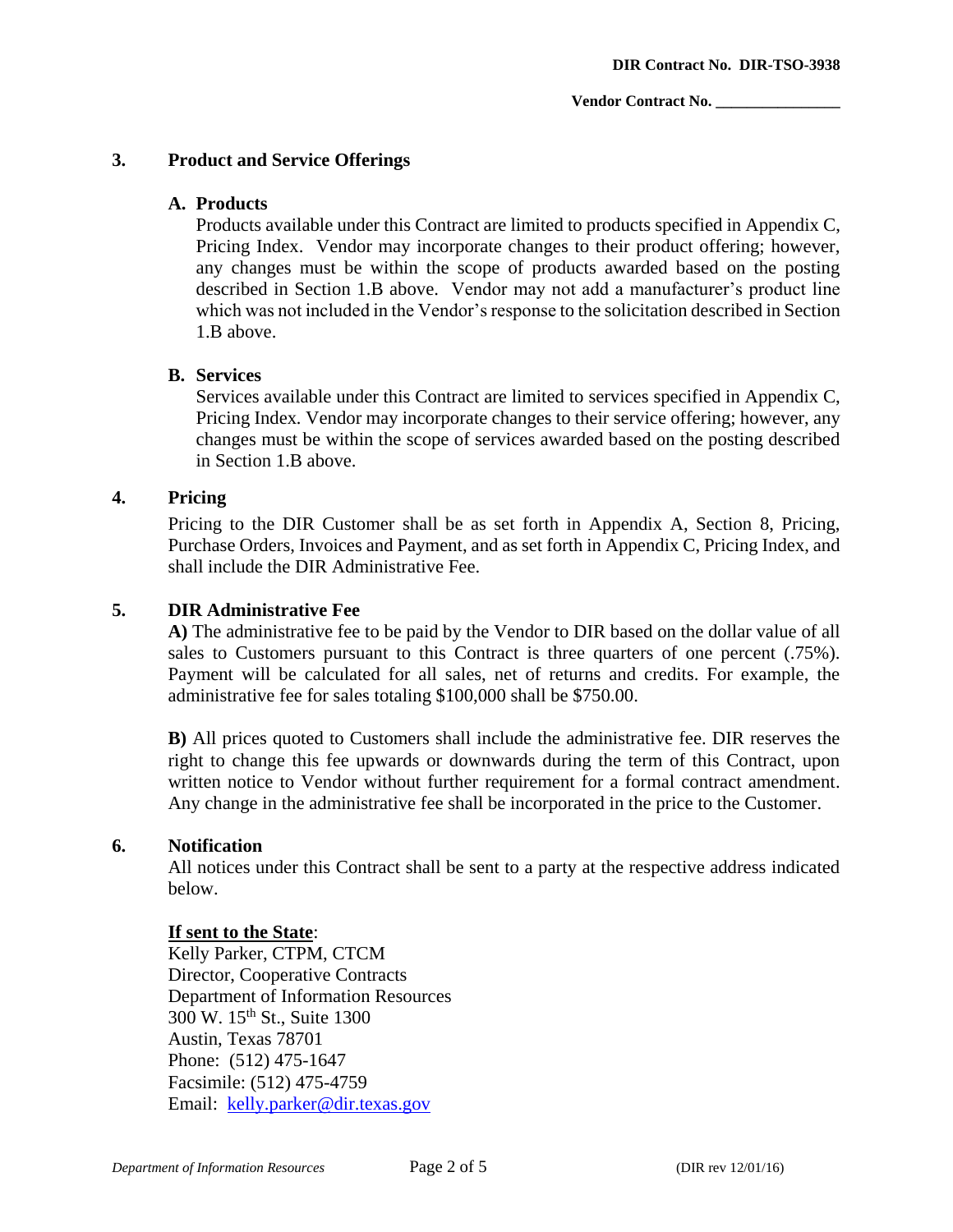## 3. Product and Service Offerings

### A. Products

Products available under this Contract are limited to products specified in Appendix C, Pricing Index. Vendor may incorporate changes to their product offering; however, any changes must be within the scope of products awarded based on the posting described in Section 1.B above. Vendor may not add a manufacturer's product line which was not included in the Vendor's response to the solicitation described in Section 1.B above.

### B. Services

Services available under this Contract are limited to services specified in Appendix C, Pricing Index. Vendor may incorporate changes to their service offering; however, any changes must be within the scope of services awarded based on the posting described in Section 1.B above.

## 4. Pricing

Pricing to the DIR Customer shall be as set forth in Appendix A, Section 8, Pricing, Purchase Orders, Invoices and Payment, and as set forth in Appendix C, Pricing Index, and shall include the DIR Administrative Fee.

## 5. DIR Administrative Fee

**A)** The administrative fee to be paid by the Vendor to DIR based on the dollar value of all sales to Customers pursuant to this Contract is three quarters of one percent (.75%). Payment will be calculated for all sales, net of returns and credits. For example, the administrative fee for sales totaling $100,000 shall be $750.00.

**B)** All prices quoted to Customers shall include the administrative fee. DIR reserves the right to change this fee upwards or downwards during the term of this Contract, upon written notice to Vendor without further requirement for a formal contract amendment. Any change in the administrative fee shall be incorporated in the price to the Customer.

## 6. Notification

All notices under this Contract shall be sent to a party at the respective address indicated below.

**If sent to the State**:
Kelly Parker, CTPM, CTCM
Director, Cooperative Contracts
Department of Information Resources
300 W. 15th St., Suite 1300
Austin, Texas 78701
Phone: (512) 475-1647
Facsimile: (512) 475-4759
Email: kelly.parker@dir.texas.gov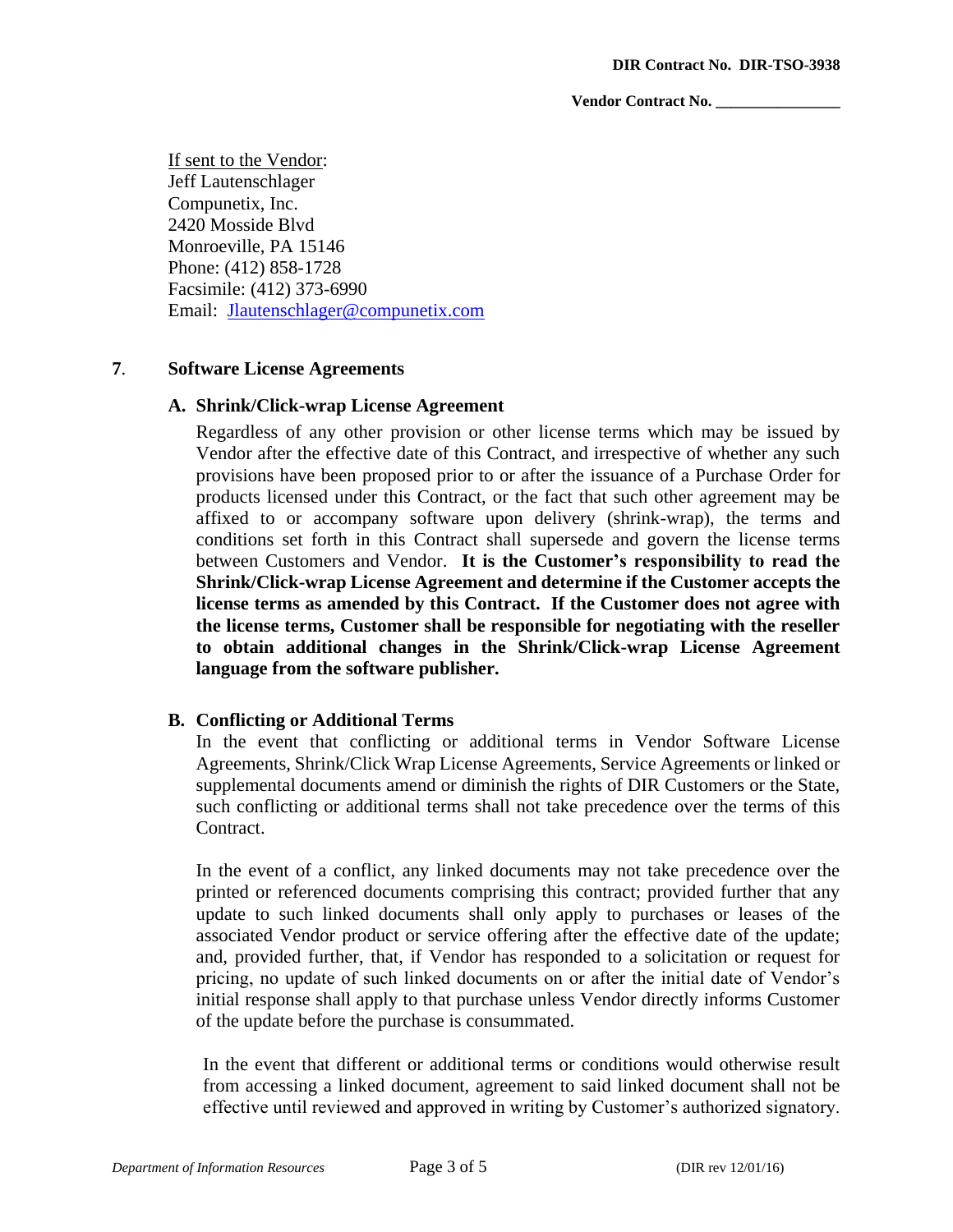If sent to the Vendor:
Jeff Lautenschlager
Compunetix, Inc.
2420 Mosside Blvd
Monroeville, PA 15146
Phone: (412) 858-1728
Facsimile: (412) 373-6990
Email: Jlautenschlager@compunetix.com

## 7. Software License Agreements

### A. Shrink/Click-wrap License Agreement

Regardless of any other provision or other license terms which may be issued by Vendor after the effective date of this Contract, and irrespective of whether any such provisions have been proposed prior to or after the issuance of a Purchase Order for products licensed under this Contract, or the fact that such other agreement may be affixed to or accompany software upon delivery (shrink-wrap), the terms and conditions set forth in this Contract shall supersede and govern the license terms between Customers and Vendor. **It is the Customer's responsibility to read the Shrink/Click-wrap License Agreement and determine if the Customer accepts the license terms as amended by this Contract. If the Customer does not agree with the license terms, Customer shall be responsible for negotiating with the reseller to obtain additional changes in the Shrink/Click-wrap License Agreement language from the software publisher.**

### B. Conflicting or Additional Terms

In the event that conflicting or additional terms in Vendor Software License Agreements, Shrink/Click Wrap License Agreements, Service Agreements or linked or supplemental documents amend or diminish the rights of DIR Customers or the State, such conflicting or additional terms shall not take precedence over the terms of this Contract.

In the event of a conflict, any linked documents may not take precedence over the printed or referenced documents comprising this contract; provided further that any update to such linked documents shall only apply to purchases or leases of the associated Vendor product or service offering after the effective date of the update; and, provided further, that, if Vendor has responded to a solicitation or request for pricing, no update of such linked documents on or after the initial date of Vendor's initial response shall apply to that purchase unless Vendor directly informs Customer of the update before the purchase is consummated.

In the event that different or additional terms or conditions would otherwise result from accessing a linked document, agreement to said linked document shall not be effective until reviewed and approved in writing by Customer's authorized signatory.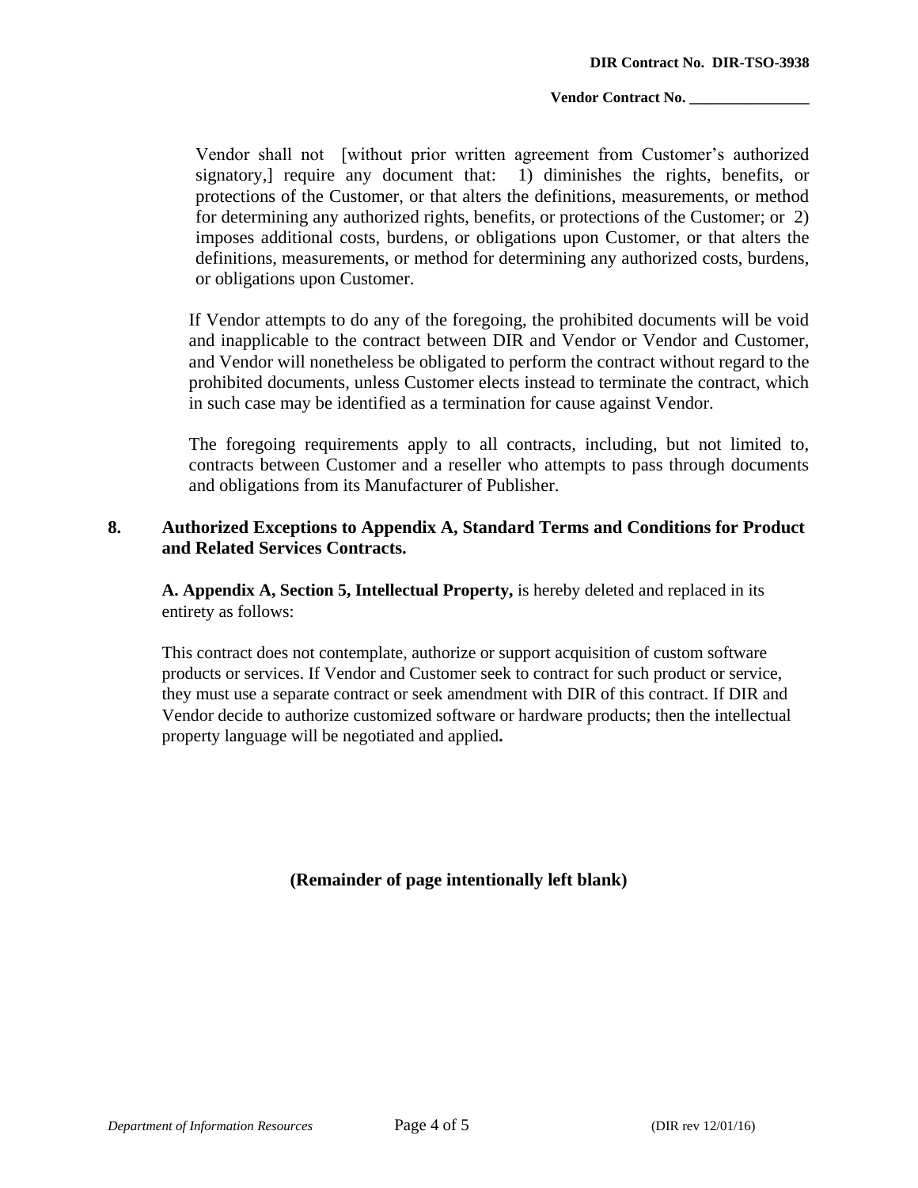Vendor shall not [without prior written agreement from Customer's authorized signatory,] require any document that: 1) diminishes the rights, benefits, or protections of the Customer, or that alters the definitions, measurements, or method for determining any authorized rights, benefits, or protections of the Customer; or 2) imposes additional costs, burdens, or obligations upon Customer, or that alters the definitions, measurements, or method for determining any authorized costs, burdens, or obligations upon Customer.

If Vendor attempts to do any of the foregoing, the prohibited documents will be void and inapplicable to the contract between DIR and Vendor or Vendor and Customer, and Vendor will nonetheless be obligated to perform the contract without regard to the prohibited documents, unless Customer elects instead to terminate the contract, which in such case may be identified as a termination for cause against Vendor.

The foregoing requirements apply to all contracts, including, but not limited to, contracts between Customer and a reseller who attempts to pass through documents and obligations from its Manufacturer of Publisher.

**8. Authorized Exceptions to Appendix A, Standard Terms and Conditions for Product and Related Services Contracts.**

**A. Appendix A, Section 5, Intellectual Property,** is hereby deleted and replaced in its entirety as follows:

This contract does not contemplate, authorize or support acquisition of custom software products or services. If Vendor and Customer seek to contract for such product or service, they must use a separate contract or seek amendment with DIR of this contract. If DIR and Vendor decide to authorize customized software or hardware products; then the intellectual property language will be negotiated and applied**.**

**(Remainder of page intentionally left blank)**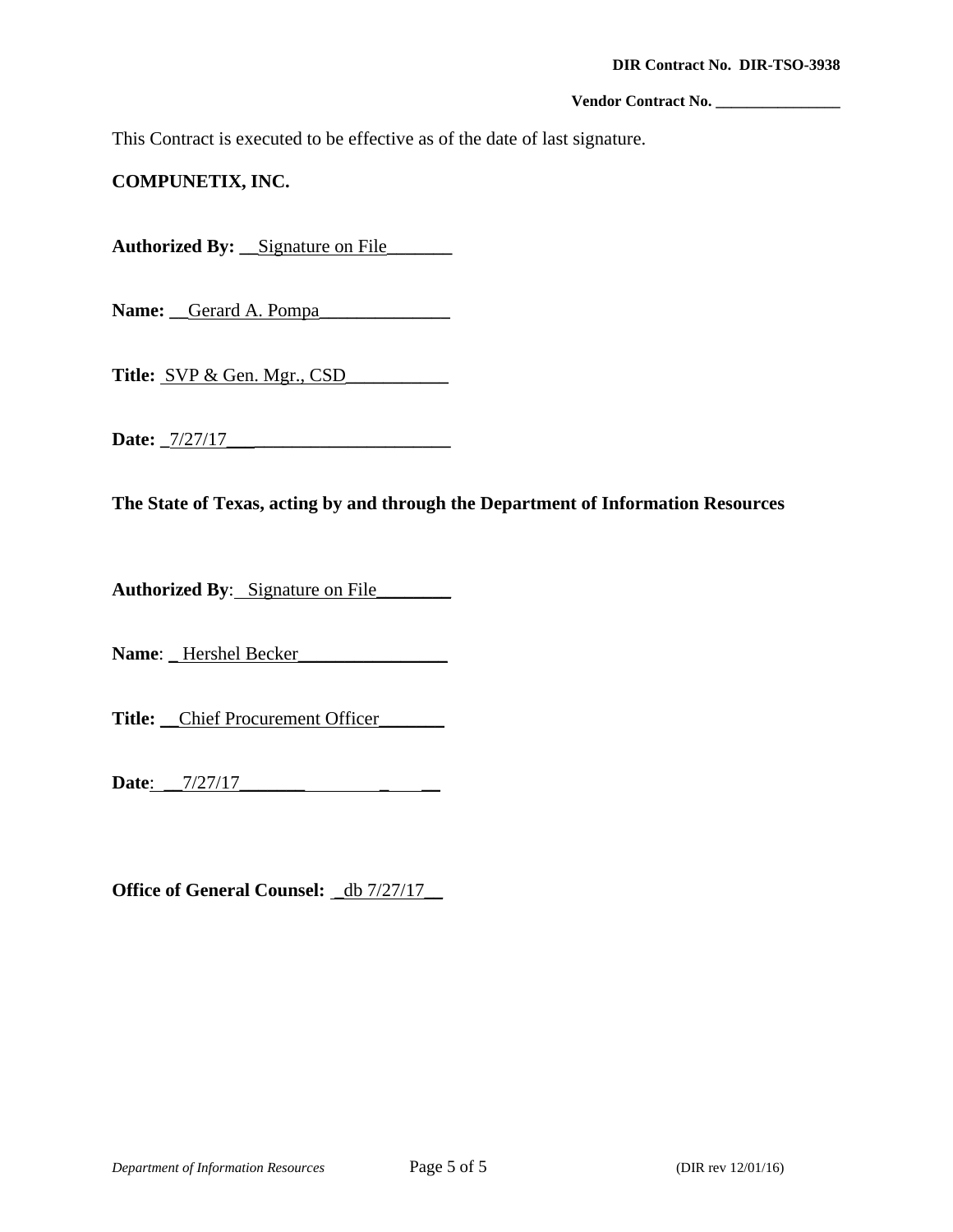**DIR Contract No. DIR-TSO-3938**

**Vendor Contract No. ________________**

This Contract is executed to be effective as of the date of last signature.

**COMPUNETIX, INC.**

**Authorized By:** __Signature on File_______

**Name:** __Gerard A. Pompa______________

**Title:** SVP & Gen. Mgr., CSD___________

**Date:** _7/27/17______________________

**The State of Texas, acting by and through the Department of Information Resources**

**Authorized By**: Signature on File________

**Name**: _ Hershel Becker________________

**Title:** __Chief Procurement Officer_______

**Date**: __7/27/17_______ _ __

**Office of General Counsel:** _db 7/27/17__